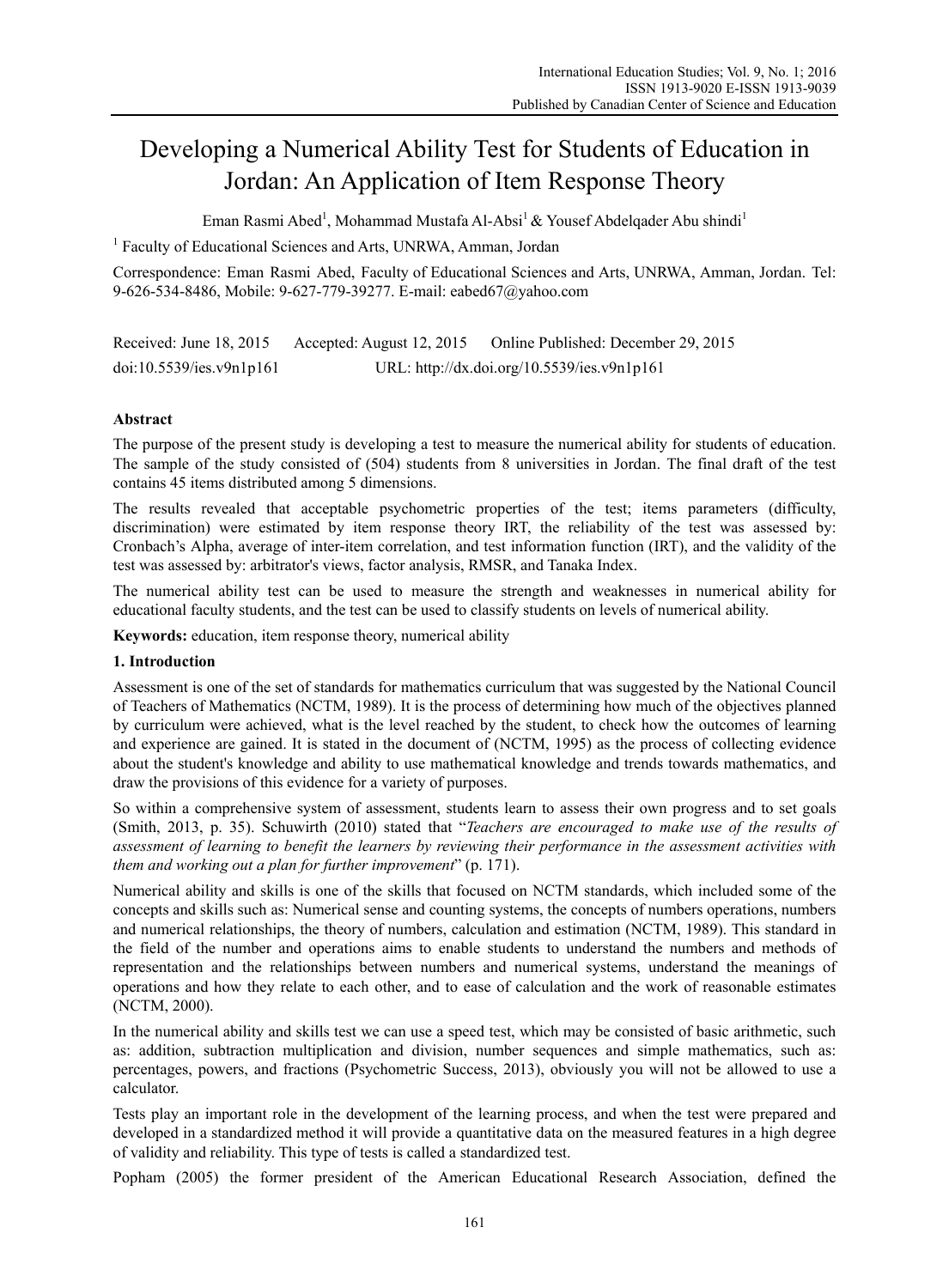# Developing a Numerical Ability Test for Students of Education in Jordan: An Application of Item Response Theory

Eman Rasmi Abed[1], Mohammad Mustafa Al-Absi[1] & Yousef Abdelqader Abu shindi[1]

[1] Faculty of Educational Sciences and Arts, UNRWA, Amman, Jordan

Correspondence: Eman Rasmi Abed, Faculty of Educational Sciences and Arts, UNRWA, Amman, Jordan. Tel: 9-626-534-8486, Mobile: 9-627-779-39277. E-mail: eabed67@yahoo.com

Received: June 18, 2015 Accepted: August 12, 2015 Online Published: December 29, 2015

doi:10.5539/ies.v9n1p161 URL: http://dx.doi.org/10.5539/ies.v9n1p161

## Abstract

The purpose of the present study is developing a test to measure the numerical ability for students of education. The sample of the study consisted of (504) students from 8 universities in Jordan. The final draft of the test contains 45 items distributed among 5 dimensions.

The results revealed that acceptable psychometric properties of the test; items parameters (difficulty, discrimination) were estimated by item response theory IRT, the reliability of the test was assessed by: Cronbach's Alpha, average of inter-item correlation, and test information function (IRT), and the validity of the test was assessed by: arbitrator's views, factor analysis, RMSR, and Tanaka Index.

The numerical ability test can be used to measure the strength and weaknesses in numerical ability for educational faculty students, and the test can be used to classify students on levels of numerical ability.

**Keywords:** education, item response theory, numerical ability

## 1. Introduction

Assessment is one of the set of standards for mathematics curriculum that was suggested by the National Council of Teachers of Mathematics (NCTM, 1989). It is the process of determining how much of the objectives planned by curriculum were achieved, what is the level reached by the student, to check how the outcomes of learning and experience are gained. It is stated in the document of (NCTM, 1995) as the process of collecting evidence about the student's knowledge and ability to use mathematical knowledge and trends towards mathematics, and draw the provisions of this evidence for a variety of purposes.

So within a comprehensive system of assessment, students learn to assess their own progress and to set goals (Smith, 2013, p. 35). Schuwirth (2010) stated that "*Teachers are encouraged to make use of the results of assessment of learning to benefit the learners by reviewing their performance in the assessment activities with them and working out a plan for further improvement*" (p. 171).

Numerical ability and skills is one of the skills that focused on NCTM standards, which included some of the concepts and skills such as: Numerical sense and counting systems, the concepts of numbers operations, numbers and numerical relationships, the theory of numbers, calculation and estimation (NCTM, 1989). This standard in the field of the number and operations aims to enable students to understand the numbers and methods of representation and the relationships between numbers and numerical systems, understand the meanings of operations and how they relate to each other, and to ease of calculation and the work of reasonable estimates (NCTM, 2000).

In the numerical ability and skills test we can use a speed test, which may be consisted of basic arithmetic, such as: addition, subtraction multiplication and division, number sequences and simple mathematics, such as: percentages, powers, and fractions (Psychometric Success, 2013), obviously you will not be allowed to use a calculator.

Tests play an important role in the development of the learning process, and when the test were prepared and developed in a standardized method it will provide a quantitative data on the measured features in a high degree of validity and reliability. This type of tests is called a standardized test.

Popham (2005) the former president of the American Educational Research Association, defined the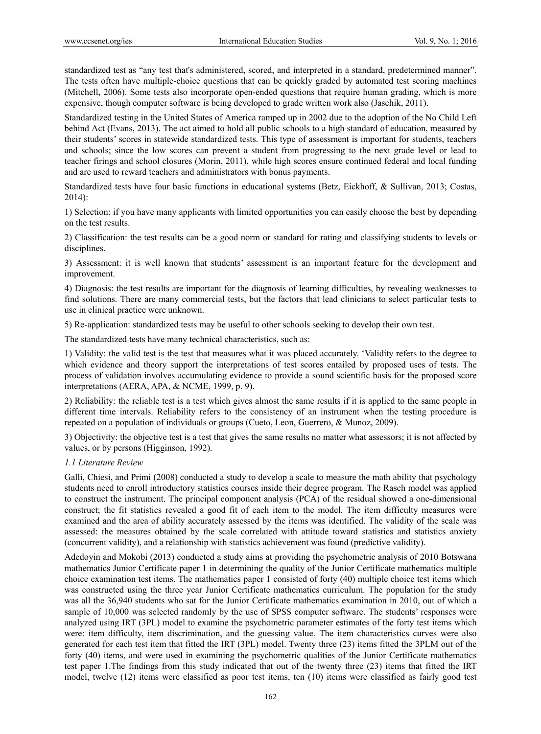standardized test as "any test that's administered, scored, and interpreted in a standard, predetermined manner". The tests often have multiple-choice questions that can be quickly graded by automated test scoring machines (Mitchell, 2006). Some tests also incorporate open-ended questions that require human grading, which is more expensive, though computer software is being developed to grade written work also (Jaschik, 2011).

Standardized testing in the United States of America ramped up in 2002 due to the adoption of the No Child Left behind Act (Evans, 2013). The act aimed to hold all public schools to a high standard of education, measured by their students' scores in statewide standardized tests. This type of assessment is important for students, teachers and schools; since the low scores can prevent a student from progressing to the next grade level or lead to teacher firings and school closures (Morin, 2011), while high scores ensure continued federal and local funding and are used to reward teachers and administrators with bonus payments.

Standardized tests have four basic functions in educational systems (Betz, Eickhoff, & Sullivan, 2013; Costas, 2014):

1) Selection: if you have many applicants with limited opportunities you can easily choose the best by depending on the test results.

2) Classification: the test results can be a good norm or standard for rating and classifying students to levels or disciplines.

3) Assessment: it is well known that students' assessment is an important feature for the development and improvement.

4) Diagnosis: the test results are important for the diagnosis of learning difficulties, by revealing weaknesses to find solutions. There are many commercial tests, but the factors that lead clinicians to select particular tests to use in clinical practice were unknown.

5) Re-application: standardized tests may be useful to other schools seeking to develop their own test.

The standardized tests have many technical characteristics, such as:

1) Validity: the valid test is the test that measures what it was placed accurately. 'Validity refers to the degree to which evidence and theory support the interpretations of test scores entailed by proposed uses of tests. The process of validation involves accumulating evidence to provide a sound scientific basis for the proposed score interpretations (AERA, APA, & NCME, 1999, p. 9).

2) Reliability: the reliable test is a test which gives almost the same results if it is applied to the same people in different time intervals. Reliability refers to the consistency of an instrument when the testing procedure is repeated on a population of individuals or groups (Cueto, Leon, Guerrero, & Munoz, 2009).

3) Objectivity: the objective test is a test that gives the same results no matter what assessors; it is not affected by values, or by persons (Higginson, 1992).

### *1.1 Literature Review*

Galli, Chiesi, and Primi (2008) conducted a study to develop a scale to measure the math ability that psychology students need to enroll introductory statistics courses inside their degree program. The Rasch model was applied to construct the instrument. The principal component analysis (PCA) of the residual showed a one-dimensional construct; the fit statistics revealed a good fit of each item to the model. The item difficulty measures were examined and the area of ability accurately assessed by the items was identified. The validity of the scale was assessed: the measures obtained by the scale correlated with attitude toward statistics and statistics anxiety (concurrent validity), and a relationship with statistics achievement was found (predictive validity).

Adedoyin and Mokobi (2013) conducted a study aims at providing the psychometric analysis of 2010 Botswana mathematics Junior Certificate paper 1 in determining the quality of the Junior Certificate mathematics multiple choice examination test items. The mathematics paper 1 consisted of forty (40) multiple choice test items which was constructed using the three year Junior Certificate mathematics curriculum. The population for the study was all the 36,940 students who sat for the Junior Certificate mathematics examination in 2010, out of which a sample of 10,000 was selected randomly by the use of SPSS computer software. The students' responses were analyzed using IRT (3PL) model to examine the psychometric parameter estimates of the forty test items which were: item difficulty, item discrimination, and the guessing value. The item characteristics curves were also generated for each test item that fitted the IRT (3PL) model. Twenty three (23) items fitted the 3PLM out of the forty (40) items, and were used in examining the psychometric qualities of the Junior Certificate mathematics test paper 1.The findings from this study indicated that out of the twenty three (23) items that fitted the IRT model, twelve (12) items were classified as poor test items, ten (10) items were classified as fairly good test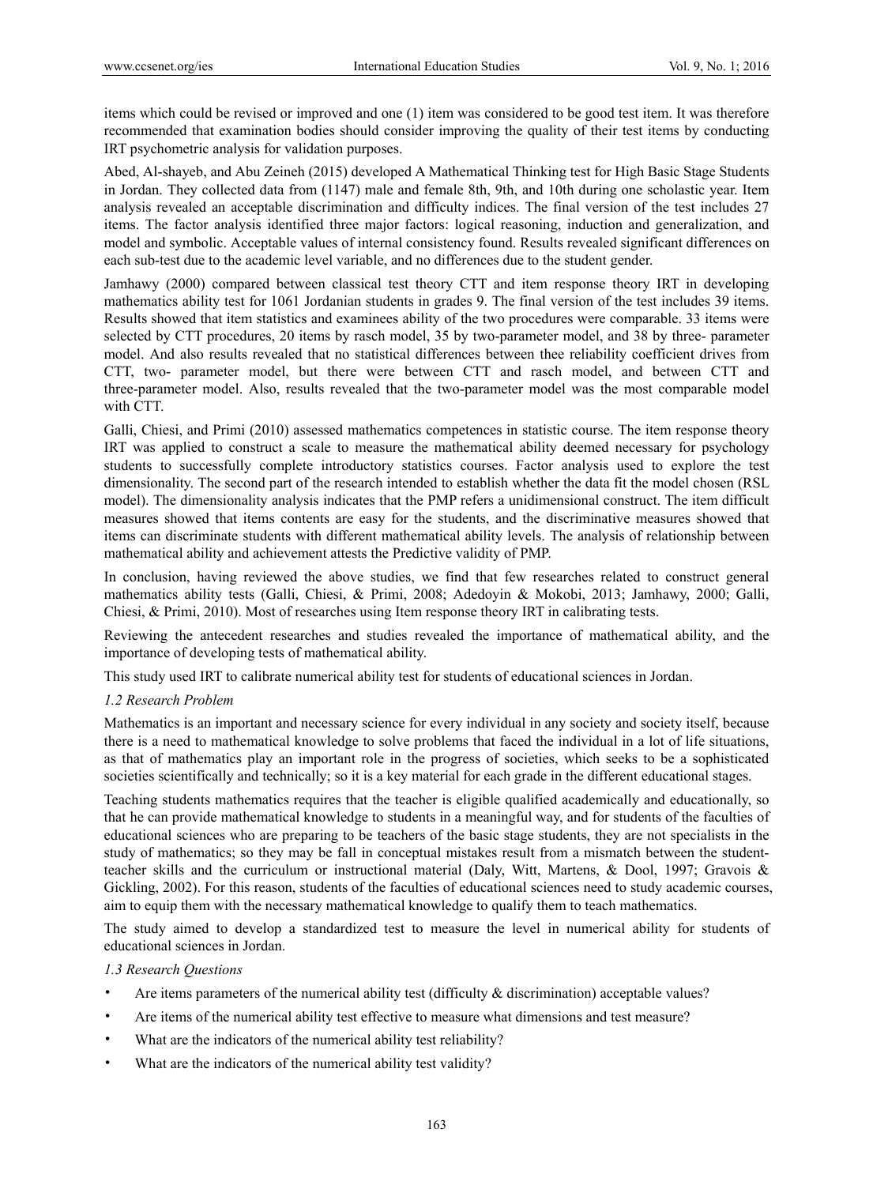items which could be revised or improved and one (1) item was considered to be good test item. It was therefore recommended that examination bodies should consider improving the quality of their test items by conducting IRT psychometric analysis for validation purposes.

Abed, Al-shayeb, and Abu Zeineh (2015) developed A Mathematical Thinking test for High Basic Stage Students in Jordan. They collected data from (1147) male and female 8th, 9th, and 10th during one scholastic year. Item analysis revealed an acceptable discrimination and difficulty indices. The final version of the test includes 27 items. The factor analysis identified three major factors: logical reasoning, induction and generalization, and model and symbolic. Acceptable values of internal consistency found. Results revealed significant differences on each sub-test due to the academic level variable, and no differences due to the student gender.

Jamhawy (2000) compared between classical test theory CTT and item response theory IRT in developing mathematics ability test for 1061 Jordanian students in grades 9. The final version of the test includes 39 items. Results showed that item statistics and examinees ability of the two procedures were comparable. 33 items were selected by CTT procedures, 20 items by rasch model, 35 by two-parameter model, and 38 by three- parameter model. And also results revealed that no statistical differences between thee reliability coefficient drives from CTT, two- parameter model, but there were between CTT and rasch model, and between CTT and three-parameter model. Also, results revealed that the two-parameter model was the most comparable model with CTT.

Galli, Chiesi, and Primi (2010) assessed mathematics competences in statistic course. The item response theory IRT was applied to construct a scale to measure the mathematical ability deemed necessary for psychology students to successfully complete introductory statistics courses. Factor analysis used to explore the test dimensionality. The second part of the research intended to establish whether the data fit the model chosen (RSL model). The dimensionality analysis indicates that the PMP refers a unidimensional construct. The item difficult measures showed that items contents are easy for the students, and the discriminative measures showed that items can discriminate students with different mathematical ability levels. The analysis of relationship between mathematical ability and achievement attests the Predictive validity of PMP.

In conclusion, having reviewed the above studies, we find that few researches related to construct general mathematics ability tests (Galli, Chiesi, & Primi, 2008; Adedoyin & Mokobi, 2013; Jamhawy, 2000; Galli, Chiesi, & Primi, 2010). Most of researches using Item response theory IRT in calibrating tests.

Reviewing the antecedent researches and studies revealed the importance of mathematical ability, and the importance of developing tests of mathematical ability.

This study used IRT to calibrate numerical ability test for students of educational sciences in Jordan.

### *1.2 Research Problem*

Mathematics is an important and necessary science for every individual in any society and society itself, because there is a need to mathematical knowledge to solve problems that faced the individual in a lot of life situations, as that of mathematics play an important role in the progress of societies, which seeks to be a sophisticated societies scientifically and technically; so it is a key material for each grade in the different educational stages.

Teaching students mathematics requires that the teacher is eligible qualified academically and educationally, so that he can provide mathematical knowledge to students in a meaningful way, and for students of the faculties of educational sciences who are preparing to be teachers of the basic stage students, they are not specialists in the study of mathematics; so they may be fall in conceptual mistakes result from a mismatch between the student-teacher skills and the curriculum or instructional material (Daly, Witt, Martens, & Dool, 1997; Gravois & Gickling, 2002). For this reason, students of the faculties of educational sciences need to study academic courses, aim to equip them with the necessary mathematical knowledge to qualify them to teach mathematics.

The study aimed to develop a standardized test to measure the level in numerical ability for students of educational sciences in Jordan.

### *1.3 Research Questions*

- Are items parameters of the numerical ability test (difficulty & discrimination) acceptable values?
- Are items of the numerical ability test effective to measure what dimensions and test measure?
- What are the indicators of the numerical ability test reliability?
- What are the indicators of the numerical ability test validity?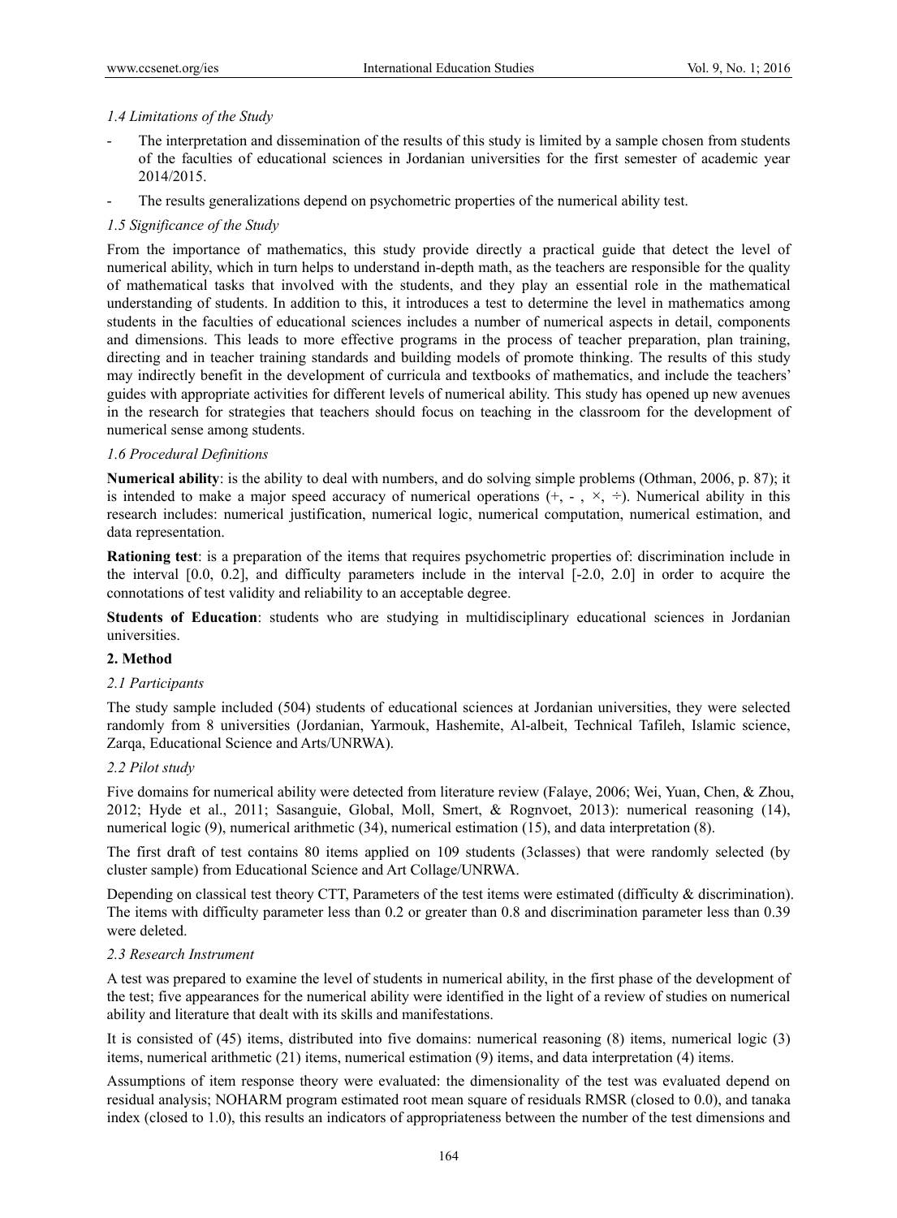### *1.4 Limitations of the Study*

- The interpretation and dissemination of the results of this study is limited by a sample chosen from students of the faculties of educational sciences in Jordanian universities for the first semester of academic year 2014/2015.
- The results generalizations depend on psychometric properties of the numerical ability test.

### *1.5 Significance of the Study*

From the importance of mathematics, this study provide directly a practical guide that detect the level of numerical ability, which in turn helps to understand in-depth math, as the teachers are responsible for the quality of mathematical tasks that involved with the students, and they play an essential role in the mathematical understanding of students. In addition to this, it introduces a test to determine the level in mathematics among students in the faculties of educational sciences includes a number of numerical aspects in detail, components and dimensions. This leads to more effective programs in the process of teacher preparation, plan training, directing and in teacher training standards and building models of promote thinking. The results of this study may indirectly benefit in the development of curricula and textbooks of mathematics, and include the teachers' guides with appropriate activities for different levels of numerical ability. This study has opened up new avenues in the research for strategies that teachers should focus on teaching in the classroom for the development of numerical sense among students.

### *1.6 Procedural Definitions*

**Numerical ability**: is the ability to deal with numbers, and do solving simple problems (Othman, 2006, p. 87); it is intended to make a major speed accuracy of numerical operations (+, - , ×, ÷). Numerical ability in this research includes: numerical justification, numerical logic, numerical computation, numerical estimation, and data representation.

**Rationing test**: is a preparation of the items that requires psychometric properties of: discrimination include in the interval [0.0, 0.2], and difficulty parameters include in the interval [-2.0, 2.0] in order to acquire the connotations of test validity and reliability to an acceptable degree.

**Students of Education**: students who are studying in multidisciplinary educational sciences in Jordanian universities.

## **2. Method**

### *2.1 Participants*

The study sample included (504) students of educational sciences at Jordanian universities, they were selected randomly from 8 universities (Jordanian, Yarmouk, Hashemite, Al-albeit, Technical Tafileh, Islamic science, Zarqa, Educational Science and Arts/UNRWA).

### *2.2 Pilot study*

Five domains for numerical ability were detected from literature review (Falaye, 2006; Wei, Yuan, Chen, & Zhou, 2012; Hyde et al., 2011; Sasanguie, Global, Moll, Smert, & Rognvoet, 2013): numerical reasoning (14), numerical logic (9), numerical arithmetic (34), numerical estimation (15), and data interpretation (8).

The first draft of test contains 80 items applied on 109 students (3classes) that were randomly selected (by cluster sample) from Educational Science and Art Collage/UNRWA.

Depending on classical test theory CTT, Parameters of the test items were estimated (difficulty & discrimination). The items with difficulty parameter less than 0.2 or greater than 0.8 and discrimination parameter less than 0.39 were deleted.

### *2.3 Research Instrument*

A test was prepared to examine the level of students in numerical ability, in the first phase of the development of the test; five appearances for the numerical ability were identified in the light of a review of studies on numerical ability and literature that dealt with its skills and manifestations.

It is consisted of (45) items, distributed into five domains: numerical reasoning (8) items, numerical logic (3) items, numerical arithmetic (21) items, numerical estimation (9) items, and data interpretation (4) items.

Assumptions of item response theory were evaluated: the dimensionality of the test was evaluated depend on residual analysis; NOHARM program estimated root mean square of residuals RMSR (closed to 0.0), and tanaka index (closed to 1.0), this results an indicators of appropriateness between the number of the test dimensions and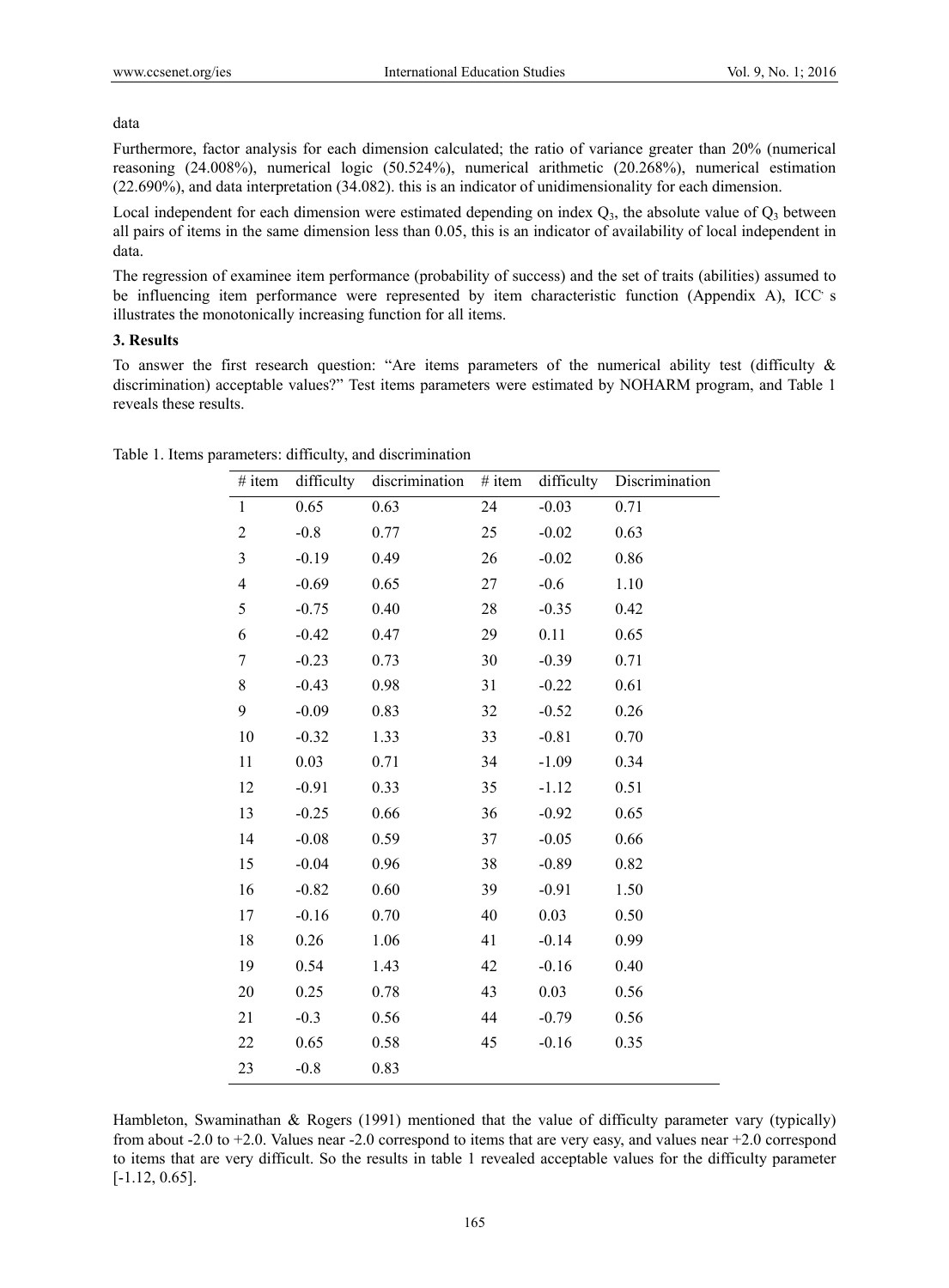data

Furthermore, factor analysis for each dimension calculated; the ratio of variance greater than 20% (numerical reasoning (24.008%), numerical logic (50.524%), numerical arithmetic (20.268%), numerical estimation (22.690%), and data interpretation (34.082). this is an indicator of unidimensionality for each dimension.

Local independent for each dimension were estimated depending on index $Q_3$, the absolute value of $Q_3$ between all pairs of items in the same dimension less than 0.05, this is an indicator of availability of local independent in data.

The regression of examinee item performance (probability of success) and the set of traits (abilities) assumed to be influencing item performance were represented by item characteristic function (Appendix A), ICC' s illustrates the monotonically increasing function for all items.

## 3. Results

To answer the first research question: "Are items parameters of the numerical ability test (difficulty & discrimination) acceptable values?" Test items parameters were estimated by NOHARM program, and Table 1 reveals these results.

Table 1. Items parameters: difficulty, and discrimination

| # item | difficulty | discrimination | # item | difficulty | Discrimination |
|---|---|---|---|---|---|
| 1 | 0.65 | 0.63 | 24 | -0.03 | 0.71 |
| 2 | -0.8 | 0.77 | 25 | -0.02 | 0.63 |
| 3 | -0.19 | 0.49 | 26 | -0.02 | 0.86 |
| 4 | -0.69 | 0.65 | 27 | -0.6 | 1.10 |
| 5 | -0.75 | 0.40 | 28 | -0.35 | 0.42 |
| 6 | -0.42 | 0.47 | 29 | 0.11 | 0.65 |
| 7 | -0.23 | 0.73 | 30 | -0.39 | 0.71 |
| 8 | -0.43 | 0.98 | 31 | -0.22 | 0.61 |
| 9 | -0.09 | 0.83 | 32 | -0.52 | 0.26 |
| 10 | -0.32 | 1.33 | 33 | -0.81 | 0.70 |
| 11 | 0.03 | 0.71 | 34 | -1.09 | 0.34 |
| 12 | -0.91 | 0.33 | 35 | -1.12 | 0.51 |
| 13 | -0.25 | 0.66 | 36 | -0.92 | 0.65 |
| 14 | -0.08 | 0.59 | 37 | -0.05 | 0.66 |
| 15 | -0.04 | 0.96 | 38 | -0.89 | 0.82 |
| 16 | -0.82 | 0.60 | 39 | -0.91 | 1.50 |
| 17 | -0.16 | 0.70 | 40 | 0.03 | 0.50 |
| 18 | 0.26 | 1.06 | 41 | -0.14 | 0.99 |
| 19 | 0.54 | 1.43 | 42 | -0.16 | 0.40 |
| 20 | 0.25 | 0.78 | 43 | 0.03 | 0.56 |
| 21 | -0.3 | 0.56 | 44 | -0.79 | 0.56 |
| 22 | 0.65 | 0.58 | 45 | -0.16 | 0.35 |
| 23 | -0.8 | 0.83 | | | |

Hambleton, Swaminathan & Rogers (1991) mentioned that the value of difficulty parameter vary (typically) from about -2.0 to +2.0. Values near -2.0 correspond to items that are very easy, and values near +2.0 correspond to items that are very difficult. So the results in table 1 revealed acceptable values for the difficulty parameter [-1.12, 0.65].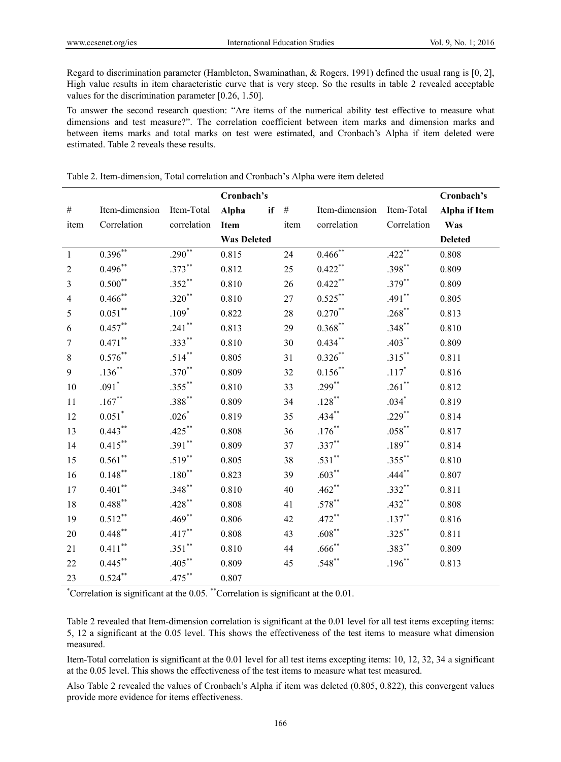Regard to discrimination parameter (Hambleton, Swaminathan, & Rogers, 1991) defined the usual rang is [0, 2], High value results in item characteristic curve that is very steep. So the results in table 2 revealed acceptable values for the discrimination parameter [0.26, 1.50].

To answer the second research question: "Are items of the numerical ability test effective to measure what dimensions and test measure?". The correlation coefficient between item marks and dimension marks and between items marks and total marks on test were estimated, and Cronbach's Alpha if item deleted were estimated. Table 2 reveals these results.

Table 2. Item-dimension, Total correlation and Cronbach's Alpha were item deleted

| # item | Item-dimension Correlation | Item-Total correlation | Cronbach's Alpha if Item Was Deleted | # item | Item-dimension correlation | Item-Total Correlation | Cronbach's Alpha if Item Was Deleted |
|---|---|---|---|---|---|---|---|
| 1 | 0.396** | .290** | 0.815 | 24 | 0.466** | .422** | 0.808 |
| 2 | 0.496** | .373** | 0.812 | 25 | 0.422** | .398** | 0.809 |
| 3 | 0.500** | .352** | 0.810 | 26 | 0.422** | .379** | 0.809 |
| 4 | 0.466** | .320** | 0.810 | 27 | 0.525** | .491** | 0.805 |
| 5 | 0.051** | .109* | 0.822 | 28 | 0.270** | .268** | 0.813 |
| 6 | 0.457** | .241** | 0.813 | 29 | 0.368** | .348** | 0.810 |
| 7 | 0.471** | .333** | 0.810 | 30 | 0.434** | .403** | 0.809 |
| 8 | 0.576** | .514** | 0.805 | 31 | 0.326** | .315** | 0.811 |
| 9 | .136** | .370** | 0.809 | 32 | 0.156** | .117* | 0.816 |
| 10 | .091* | .355** | 0.810 | 33 | .299** | .261** | 0.812 |
| 11 | .167** | .388** | 0.809 | 34 | .128** | .034* | 0.819 |
| 12 | 0.051* | .026* | 0.819 | 35 | .434** | .229** | 0.814 |
| 13 | 0.443** | .425** | 0.808 | 36 | .176** | .058** | 0.817 |
| 14 | 0.415** | .391** | 0.809 | 37 | .337** | .189** | 0.814 |
| 15 | 0.561** | .519** | 0.805 | 38 | .531** | .355** | 0.810 |
| 16 | 0.148** | .180** | 0.823 | 39 | .603** | .444** | 0.807 |
| 17 | 0.401** | .348** | 0.810 | 40 | .462** | .332** | 0.811 |
| 18 | 0.488** | .428** | 0.808 | 41 | .578** | .432** | 0.808 |
| 19 | 0.512** | .469** | 0.806 | 42 | .472** | .137** | 0.816 |
| 20 | 0.448** | .417** | 0.808 | 43 | .608** | .325** | 0.811 |
| 21 | 0.411** | .351** | 0.810 | 44 | .666** | .383** | 0.809 |
| 22 | 0.445** | .405** | 0.809 | 45 | .548** | .196** | 0.813 |
| 23 | 0.524** | .475** | 0.807 | | | | |

*Correlation is significant at the 0.05. **Correlation is significant at the 0.01.

Table 2 revealed that Item-dimension correlation is significant at the 0.01 level for all test items excepting items: 5, 12 a significant at the 0.05 level. This shows the effectiveness of the test items to measure what dimension measured.

Item-Total correlation is significant at the 0.01 level for all test items excepting items: 10, 12, 32, 34 a significant at the 0.05 level. This shows the effectiveness of the test items to measure what test measured.

Also Table 2 revealed the values of Cronbach's Alpha if item was deleted (0.805, 0.822), this convergent values provide more evidence for items effectiveness.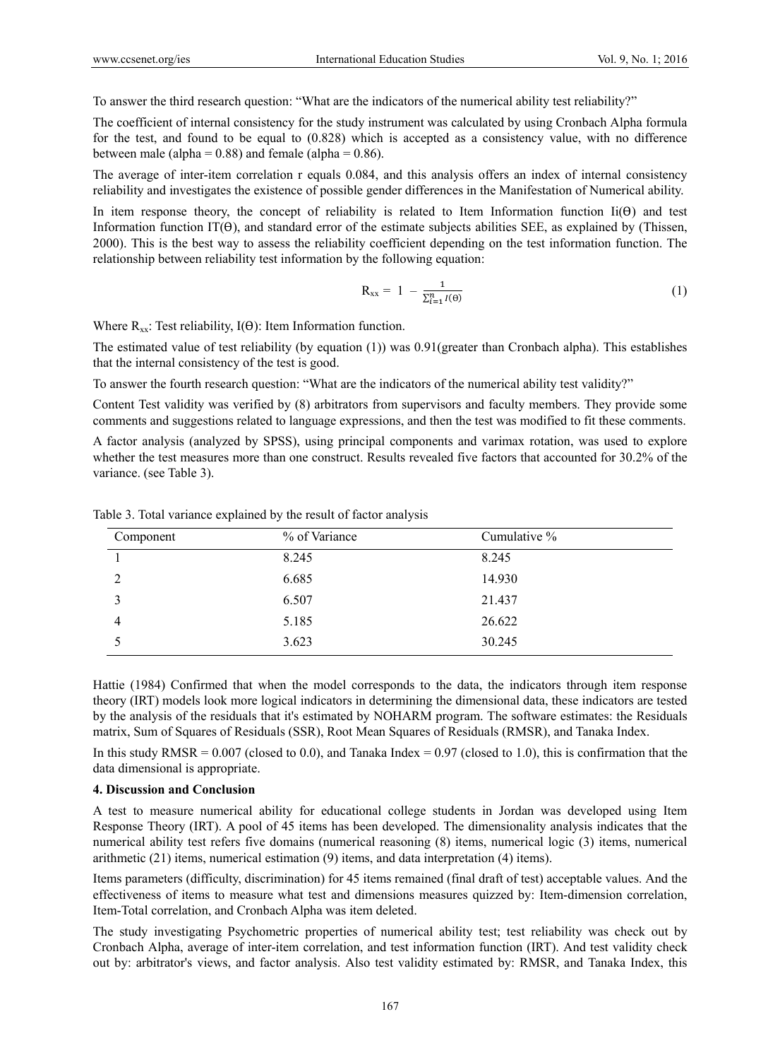To answer the third research question: "What are the indicators of the numerical ability test reliability?"

The coefficient of internal consistency for the study instrument was calculated by using Cronbach Alpha formula for the test, and found to be equal to (0.828) which is accepted as a consistency value, with no difference between male (alpha = 0.88) and female (alpha = 0.86).

The average of inter-item correlation r equals 0.084, and this analysis offers an index of internal consistency reliability and investigates the existence of possible gender differences in the Manifestation of Numerical ability.

In item response theory, the concept of reliability is related to Item Information function $I_i(\Theta)$ and test Information function $I_T(\Theta)$, and standard error of the estimate subjects abilities SEE, as explained by (Thissen, 2000). This is the best way to assess the reliability coefficient depending on the test information function. The relationship between reliability test information by the following equation:

$$R_{xx} = 1 - \frac{1}{\sum_{i=1}^{n} I(\Theta)} \tag{1}$$

Where $R_{xx}$: Test reliability, $I(\Theta)$: Item Information function.

The estimated value of test reliability (by equation (1)) was 0.91(greater than Cronbach alpha). This establishes that the internal consistency of the test is good.

To answer the fourth research question: "What are the indicators of the numerical ability test validity?"

Content Test validity was verified by (8) arbitrators from supervisors and faculty members. They provide some comments and suggestions related to language expressions, and then the test was modified to fit these comments.

A factor analysis (analyzed by SPSS), using principal components and varimax rotation, was used to explore whether the test measures more than one construct. Results revealed five factors that accounted for 30.2% of the variance. (see Table 3).

Table 3. Total variance explained by the result of factor analysis

| Component | % of Variance | Cumulative % |
|---|---|---|
| 1 | 8.245 | 8.245 |
| 2 | 6.685 | 14.930 |
| 3 | 6.507 | 21.437 |
| 4 | 5.185 | 26.622 |
| 5 | 3.623 | 30.245 |

Hattie (1984) Confirmed that when the model corresponds to the data, the indicators through item response theory (IRT) models look more logical indicators in determining the dimensional data, these indicators are tested by the analysis of the residuals that it's estimated by NOHARM program. The software estimates: the Residuals matrix, Sum of Squares of Residuals (SSR), Root Mean Squares of Residuals (RMSR), and Tanaka Index.

In this study RMSR = 0.007 (closed to 0.0), and Tanaka Index = 0.97 (closed to 1.0), this is confirmation that the data dimensional is appropriate.

**4. Discussion and Conclusion**

A test to measure numerical ability for educational college students in Jordan was developed using Item Response Theory (IRT). A pool of 45 items has been developed. The dimensionality analysis indicates that the numerical ability test refers five domains (numerical reasoning (8) items, numerical logic (3) items, numerical arithmetic (21) items, numerical estimation (9) items, and data interpretation (4) items).

Items parameters (difficulty, discrimination) for 45 items remained (final draft of test) acceptable values. And the effectiveness of items to measure what test and dimensions measures quizzed by: Item-dimension correlation, Item-Total correlation, and Cronbach Alpha was item deleted.

The study investigating Psychometric properties of numerical ability test; test reliability was check out by Cronbach Alpha, average of inter-item correlation, and test information function (IRT). And test validity check out by: arbitrator's views, and factor analysis. Also test validity estimated by: RMSR, and Tanaka Index, this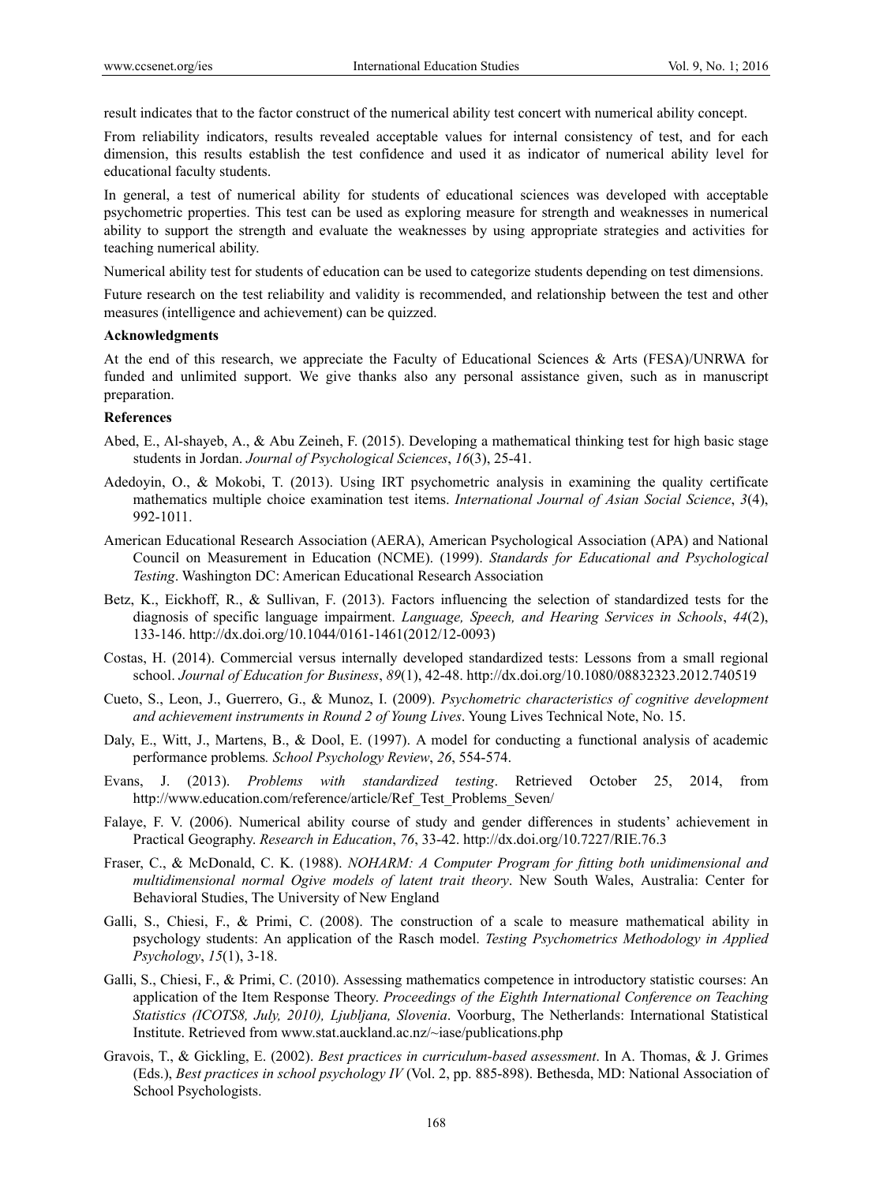result indicates that to the factor construct of the numerical ability test concert with numerical ability concept.

From reliability indicators, results revealed acceptable values for internal consistency of test, and for each dimension, this results establish the test confidence and used it as indicator of numerical ability level for educational faculty students.

In general, a test of numerical ability for students of educational sciences was developed with acceptable psychometric properties. This test can be used as exploring measure for strength and weaknesses in numerical ability to support the strength and evaluate the weaknesses by using appropriate strategies and activities for teaching numerical ability.

Numerical ability test for students of education can be used to categorize students depending on test dimensions.

Future research on the test reliability and validity is recommended, and relationship between the test and other measures (intelligence and achievement) can be quizzed.

### Acknowledgments

At the end of this research, we appreciate the Faculty of Educational Sciences & Arts (FESA)/UNRWA for funded and unlimited support. We give thanks also any personal assistance given, such as in manuscript preparation.

### References

Abed, E., Al-shayeb, A., & Abu Zeineh, F. (2015). Developing a mathematical thinking test for high basic stage students in Jordan. *Journal of Psychological Sciences*, *16*(3), 25-41.

Adedoyin, O., & Mokobi, T. (2013). Using IRT psychometric analysis in examining the quality certificate mathematics multiple choice examination test items. *International Journal of Asian Social Science*, *3*(4), 992-1011.

American Educational Research Association (AERA), American Psychological Association (APA) and National Council on Measurement in Education (NCME). (1999). *Standards for Educational and Psychological Testing*. Washington DC: American Educational Research Association

Betz, K., Eickhoff, R., & Sullivan, F. (2013). Factors influencing the selection of standardized tests for the diagnosis of specific language impairment. *Language, Speech, and Hearing Services in Schools*, *44*(2), 133-146. http://dx.doi.org/10.1044/0161-1461(2012/12-0093)

Costas, H. (2014). Commercial versus internally developed standardized tests: Lessons from a small regional school. *Journal of Education for Business*, *89*(1), 42-48. http://dx.doi.org/10.1080/08832323.2012.740519

Cueto, S., Leon, J., Guerrero, G., & Munoz, I. (2009). *Psychometric characteristics of cognitive development and achievement instruments in Round 2 of Young Lives*. Young Lives Technical Note, No. 15.

Daly, E., Witt, J., Martens, B., & Dool, E. (1997). A model for conducting a functional analysis of academic performance problems*. School Psychology Review*, *26*, 554-574.

Evans, J. (2013). *Problems with standardized testing*. Retrieved October 25, 2014, from http://www.education.com/reference/article/Ref_Test_Problems_Seven/

Falaye, F. V. (2006). Numerical ability course of study and gender differences in students' achievement in Practical Geography. *Research in Education*, *76*, 33-42. http://dx.doi.org/10.7227/RIE.76.3

Fraser, C., & McDonald, C. K. (1988). *NOHARM: A Computer Program for fitting both unidimensional and multidimensional normal Ogive models of latent trait theory*. New South Wales, Australia: Center for Behavioral Studies, The University of New England

Galli, S., Chiesi, F., & Primi, C. (2008). The construction of a scale to measure mathematical ability in psychology students: An application of the Rasch model. *Testing Psychometrics Methodology in Applied Psychology*, *15*(1), 3-18.

Galli, S., Chiesi, F., & Primi, C. (2010). Assessing mathematics competence in introductory statistic courses: An application of the Item Response Theory. *Proceedings of the Eighth International Conference on Teaching Statistics (ICOTS8, July, 2010), Ljubljana, Slovenia*. Voorburg, The Netherlands: International Statistical Institute. Retrieved from www.stat.auckland.ac.nz/~iase/publications.php

Gravois, T., & Gickling, E. (2002). *Best practices in curriculum-based assessment*. In A. Thomas, & J. Grimes (Eds.), *Best practices in school psychology IV* (Vol. 2, pp. 885-898). Bethesda, MD: National Association of School Psychologists.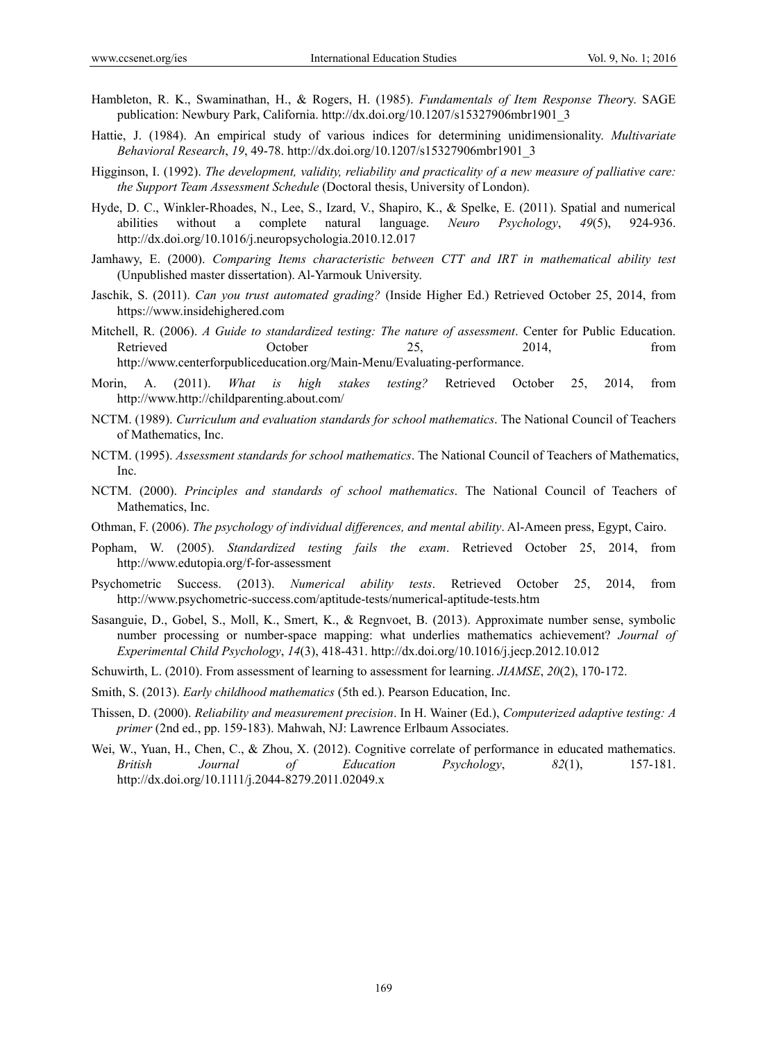Hambleton, R. K., Swaminathan, H., & Rogers, H. (1985). *Fundamentals of Item Response Theory*. SAGE publication: Newbury Park, California. http://dx.doi.org/10.1207/s15327906mbr1901_3

Hattie, J. (1984). An empirical study of various indices for determining unidimensionality. *Multivariate Behavioral Research*, *19*, 49-78. http://dx.doi.org/10.1207/s15327906mbr1901_3

Higginson, I. (1992). *The development, validity, reliability and practicality of a new measure of palliative care: the Support Team Assessment Schedule* (Doctoral thesis, University of London).

Hyde, D. C., Winkler-Rhoades, N., Lee, S., Izard, V., Shapiro, K., & Spelke, E. (2011). Spatial and numerical abilities without a complete natural language. *Neuro Psychology*, *49*(5), 924-936. http://dx.doi.org/10.1016/j.neuropsychologia.2010.12.017

Jamhawy, E. (2000). *Comparing Items characteristic between CTT and IRT in mathematical ability test* (Unpublished master dissertation). Al-Yarmouk University.

Jaschik, S. (2011). *Can you trust automated grading?* (Inside Higher Ed.) Retrieved October 25, 2014, from https://www.insidehighered.com

Mitchell, R. (2006). *A Guide to standardized testing: The nature of assessment*. Center for Public Education. Retrieved October 25, 2014, from http://www.centerforpubliceducation.org/Main-Menu/Evaluating-performance.

Morin, A. (2011). *What is high stakes testing?* Retrieved October 25, 2014, from http://www.http://childparenting.about.com/

NCTM. (1989). *Curriculum and evaluation standards for school mathematics*. The National Council of Teachers of Mathematics, Inc.

NCTM. (1995). *Assessment standards for school mathematics*. The National Council of Teachers of Mathematics, Inc.

NCTM. (2000). *Principles and standards of school mathematics*. The National Council of Teachers of Mathematics, Inc.

Othman, F. (2006). *The psychology of individual differences, and mental ability*. Al-Ameen press, Egypt, Cairo.

Popham, W. (2005). *Standardized testing fails the exam*. Retrieved October 25, 2014, from http://www.edutopia.org/f-for-assessment

Psychometric Success. (2013). *Numerical ability tests*. Retrieved October 25, 2014, from http://www.psychometric-success.com/aptitude-tests/numerical-aptitude-tests.htm

Sasanguie, D., Gobel, S., Moll, K., Smert, K., & Regnvoet, B. (2013). Approximate number sense, symbolic number processing or number-space mapping: what underlies mathematics achievement? *Journal of Experimental Child Psychology*, *14*(3), 418-431. http://dx.doi.org/10.1016/j.jecp.2012.10.012

Schuwirth, L. (2010). From assessment of learning to assessment for learning. *JIAMSE*, *20*(2), 170-172.

Smith, S. (2013). *Early childhood mathematics* (5th ed.). Pearson Education, Inc.

Thissen, D. (2000). *Reliability and measurement precision*. In H. Wainer (Ed.), *Computerized adaptive testing: A primer* (2nd ed., pp. 159-183). Mahwah, NJ: Lawrence Erlbaum Associates.

Wei, W., Yuan, H., Chen, C., & Zhou, X. (2012). Cognitive correlate of performance in educated mathematics. *British Journal of Education Psychology*, *82*(1), 157-181. http://dx.doi.org/10.1111/j.2044-8279.2011.02049.x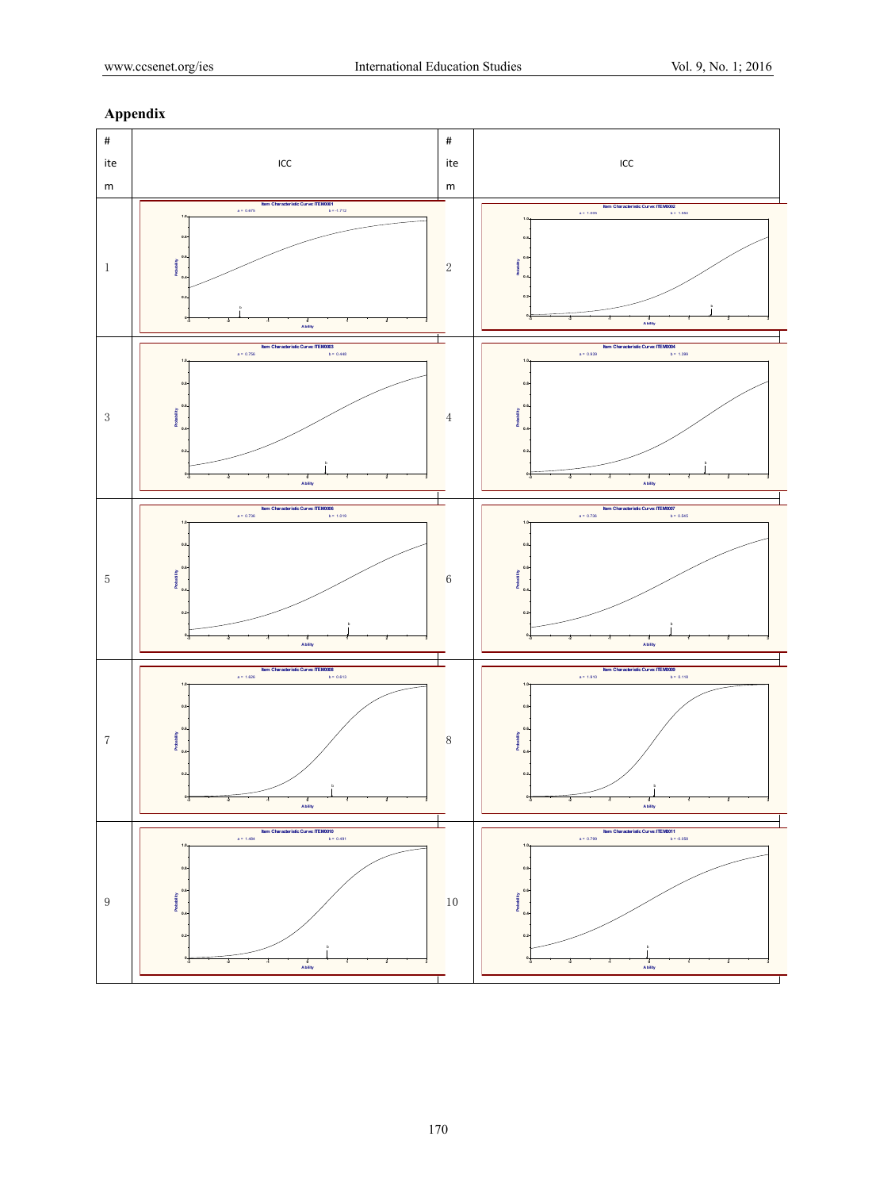## Appendix

| # item | ICC | # item | ICC |
|---|---|---|---|
| 1 | Item Characteristic Curve: ITEM0001 a = 0.675 b = -1.712 | 2 | Item Characteristic Curve: ITEM0002 a = 1.005 b = 1.556 |
| 3 | Item Characteristic Curve: ITEM0003 a = 0.756 b = 0.448 | 4 | Item Characteristic Curve: ITEM0004 a = 0.939 b = 1.399 |
| 5 | Item Characteristic Curve: ITEM0006 a = 0.736 b = 1.019 | 6 | Item Characteristic Curve: ITEM0007 a = 0.736 b = 0.545 |
| 7 | Item Characteristic Curve: ITEM0008 a = 1.626 b = 0.613 | 8 | Item Characteristic Curve: ITEM0009 a = 1.910 b = 0.118 |
| 9 | Item Characteristic Curve: ITEM0010 a = 1.484 b = 0.491 | 10 | Item Characteristic Curve: ITEM0011 a = 0.799 b = -0.058 |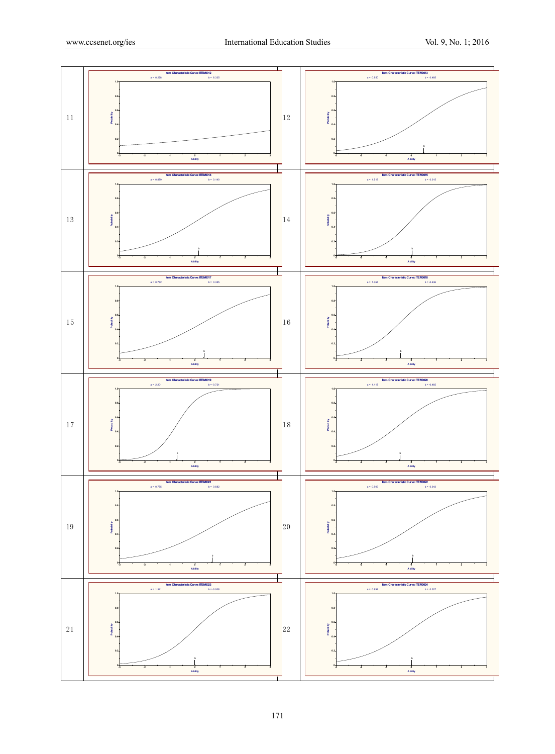| | | | |
|---|---|---|---|
| 11 | Item Characteristic Curve: ITEM0012<br>a = 0.226 b = 6.335 | 12 | Item Characteristic Curve: ITEM0013<br>a = 0.950 b = 0.485 |
| 13 | Item Characteristic Curve: ITEM0014<br>a = 0.879 b = 0.140 | 14 | Item Characteristic Curve: ITEM0015<br>a = 1.519 b = 0.015 |
| 15 | Item Characteristic Curve: ITEM0017<br>a = 0.762 b = 0.355 | 16 | Item Characteristic Curve: ITEM0018<br>a = 1.364 b = -0.436 |
| 17 | Item Characteristic Curve: ITEM0019<br>a = 2.201 b = -0.721 | 18 | Item Characteristic Curve: ITEM0020<br>a = 1.117 b = -0.465 |
| 19 | Item Characteristic Curve: ITEM0021<br>a = 0.775 b = 0.682 | 20 | Item Characteristic Curve: ITEM0022<br>a = 0.903 b = 0.043 |
| 21 | Item Characteristic Curve: ITEM0023<br>a = 1.341 b = -0.008 | 22 | Item Characteristic Curve: ITEM0024<br>a = 0.992 b = 0.007 |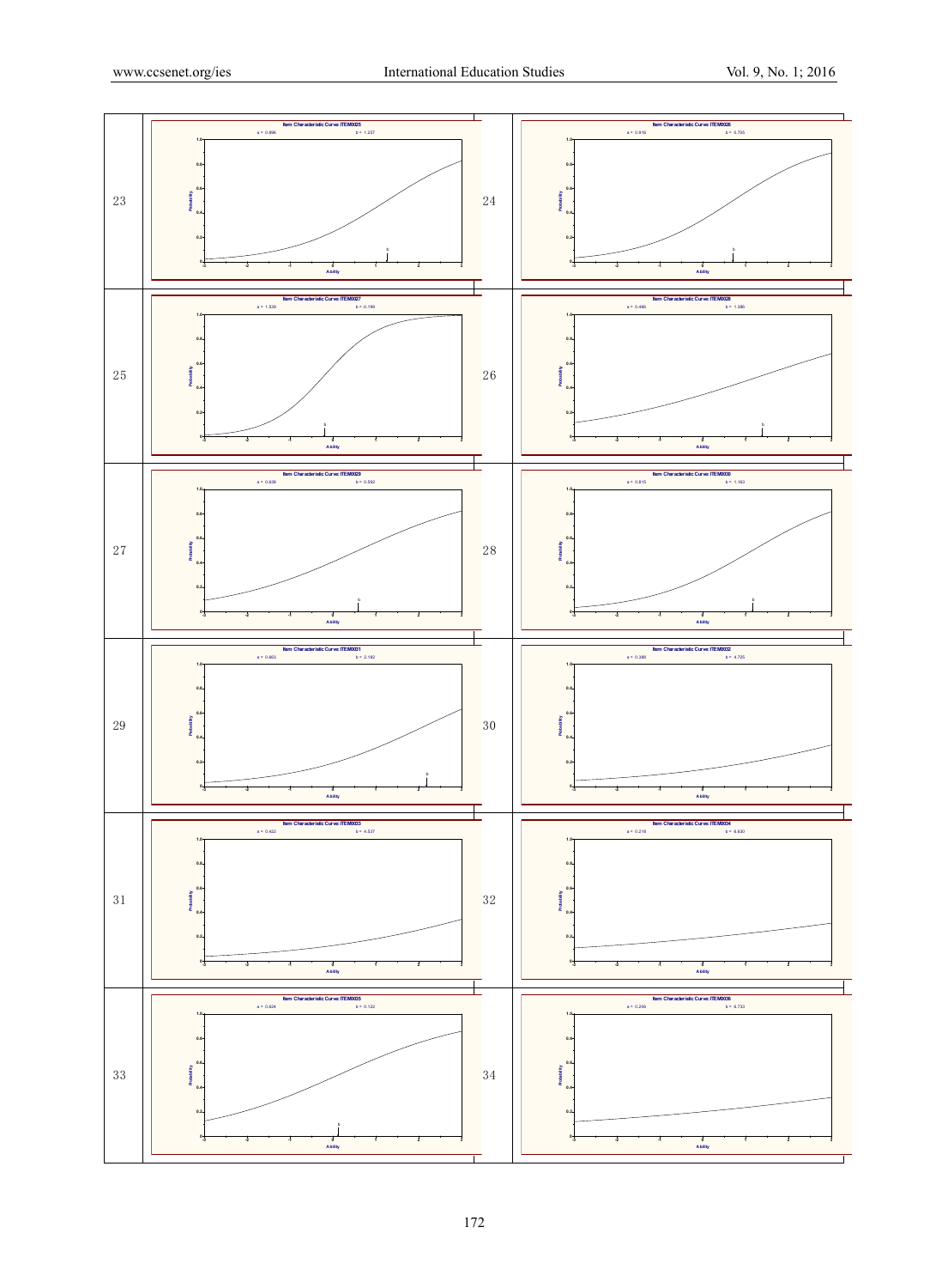| | | | |
|---|---|---|---|
| 23 | Item Characteristic Curve: ITEM0025 a = 0.896 b = 1.257 | 24 | Item Characteristic Curve: ITEM0026 a = 0.916 b = 0.705 |
| 25 | Item Characteristic Curve: ITEM0027 a = 1.539 b = -0.199 | 26 | Item Characteristic Curve: ITEM0028 a = 0.466 b = 1.386 |
| 27 | Item Characteristic Curve: ITEM0029 a = 0.638 b = 0.592 | 28 | Item Characteristic Curve: ITEM0030 a = 0.815 b = 1.163 |
| 29 | Item Characteristic Curve: ITEM0031 a = 0.663 b = 2.182 | 30 | Item Characteristic Curve: ITEM0032 a = 0.388 b = 4.725 |
| 31 | Item Characteristic Curve: ITEM0033 a = 0.422 b = 4.537 | 32 | Item Characteristic Curve: ITEM0034 a = 0.218 b = 6.830 |
| 33 | Item Characteristic Curve: ITEM0035 a = 0.624 b = 0.122 | 34 | Item Characteristic Curve: ITEM0036 a = 0.206 b = 6.733 |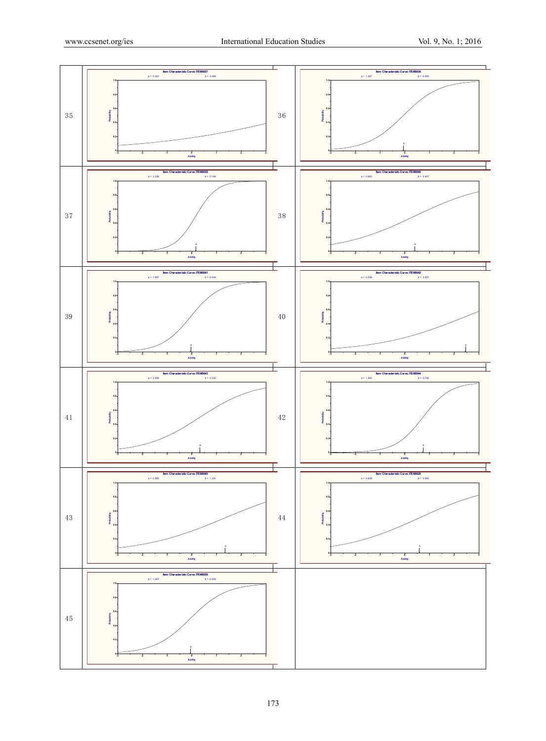| | | | |
|---|---|---|---|
| 35 | Item Characteristic Curve: ITEM0037<br>a = 0.343 b = 4.366 | 36 | Item Characteristic Curve: ITEM0038<br>a = 1.367 b = -0.054 |
| 37 | Item Characteristic Curve: ITEM0039<br>a = 2.328 b = 0.184 | 38 | Item Characteristic Curve: ITEM0040<br>a = 0.663 b = 0.407 |
| 39 | Item Characteristic Curve: ITEM0041<br>a = 1.667 b = -0.044 | 40 | Item Characteristic Curve: ITEM0042<br>a = 0.559 b = 2.457 |
| 41 | Item Characteristic Curve: ITEM0043<br>a = 0.906 b = 0.330 | 42 | Item Characteristic Curve: ITEM0044<br>a = 1.800 b = 0.736 |
| 43 | Item Characteristic Curve: ITEM0045<br>a = 0.585 b = 1.351 | 44 | Item Characteristic Curve: ITEM0029<br>a = 0.638 b = 0.592 |
| 45 | Item Characteristic Curve: ITEM0038<br>a = 1.367 b = -0.054 | | |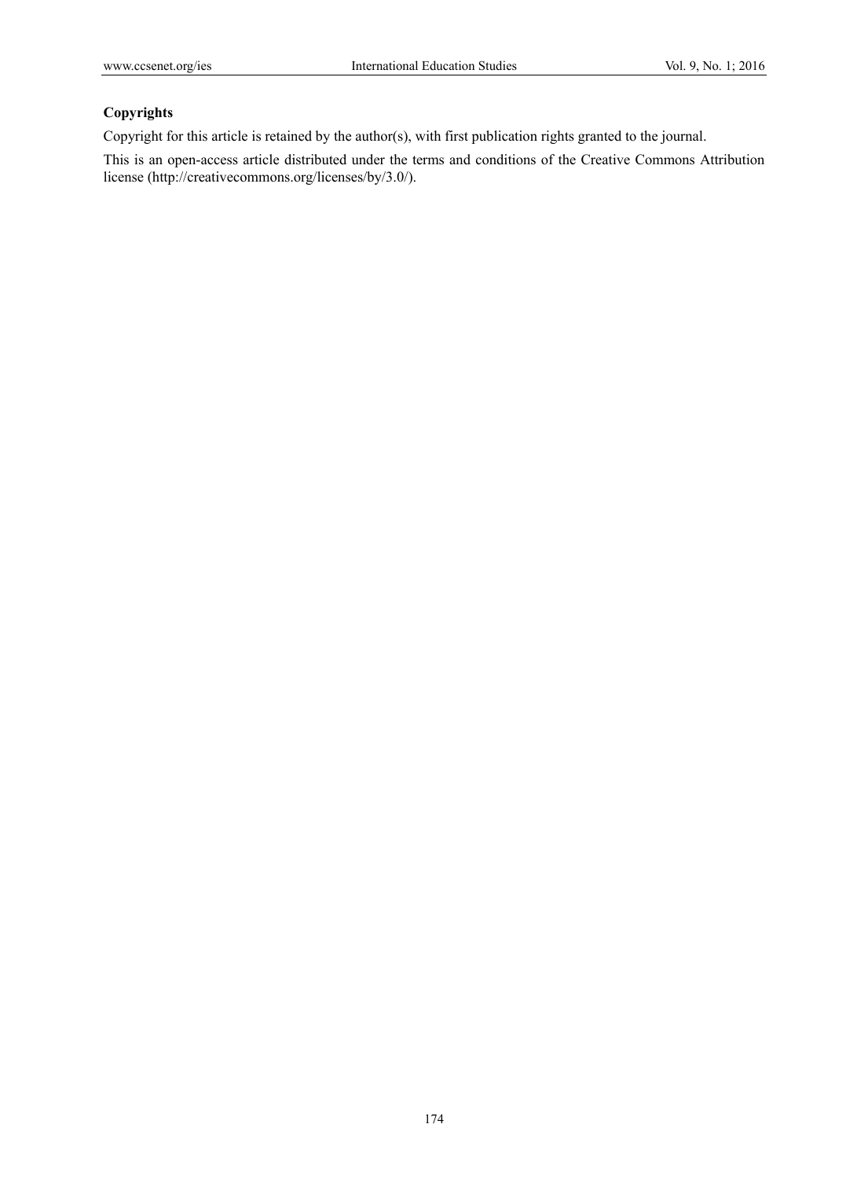**Copyrights**

Copyright for this article is retained by the author(s), with first publication rights granted to the journal.

This is an open-access article distributed under the terms and conditions of the Creative Commons Attribution license (http://creativecommons.org/licenses/by/3.0/).